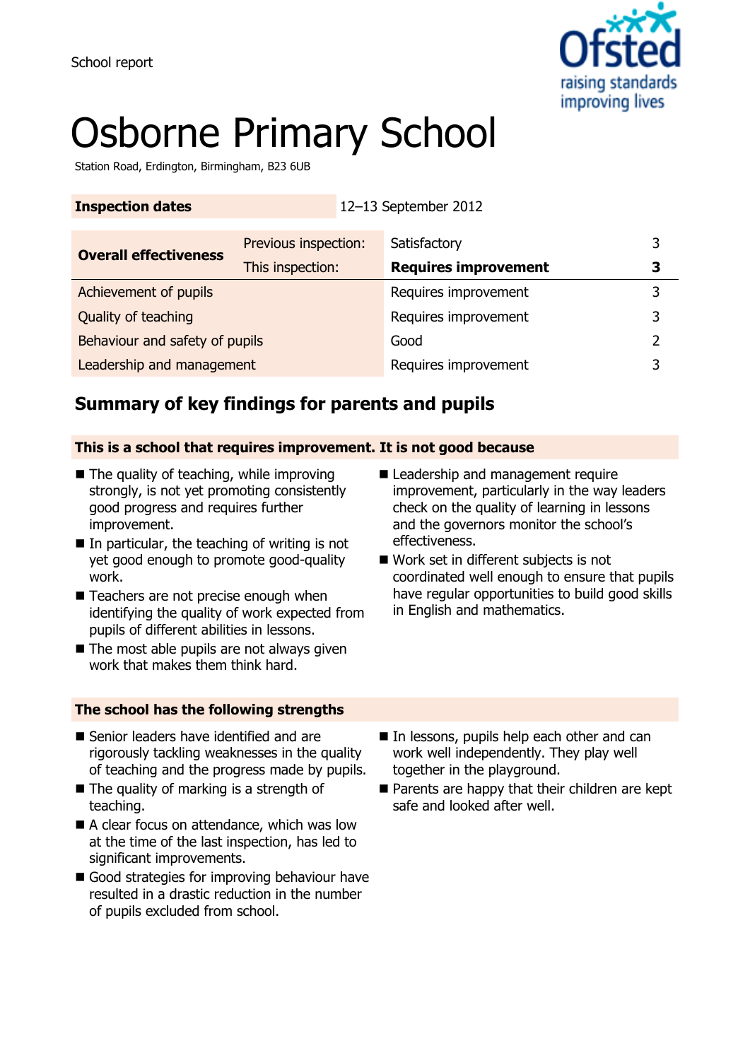School report

# Osborne Primary School

Station Road, Erdington, Birmingham, B23 6UB

| Inspection dates | | 12–13 September 2012 | |
|---|---|---|---|
| **Overall effectiveness** | Previous inspection: | Satisfactory | 3 |
| | This inspection: | **Requires improvement** | **3** |
| Achievement of pupils | | Requires improvement | 3 |
| Quality of teaching | | Requires improvement | 3 |
| Behaviour and safety of pupils | | Good | 2 |
| Leadership and management | | Requires improvement | 3 |

## Summary of key findings for parents and pupils

**This is a school that requires improvement. It is not good because**

- The quality of teaching, while improving strongly, is not yet promoting consistently good progress and requires further improvement.
- In particular, the teaching of writing is not yet good enough to promote good-quality work.
- Teachers are not precise enough when identifying the quality of work expected from pupils of different abilities in lessons.
- The most able pupils are not always given work that makes them think hard.
- Leadership and management require improvement, particularly in the way leaders check on the quality of learning in lessons and the governors monitor the school's effectiveness.
- Work set in different subjects is not coordinated well enough to ensure that pupils have regular opportunities to build good skills in English and mathematics.

**The school has the following strengths**

- Senior leaders have identified and are rigorously tackling weaknesses in the quality of teaching and the progress made by pupils.
- The quality of marking is a strength of teaching.
- A clear focus on attendance, which was low at the time of the last inspection, has led to significant improvements.
- Good strategies for improving behaviour have resulted in a drastic reduction in the number of pupils excluded from school.
- In lessons, pupils help each other and can work well independently. They play well together in the playground.
- Parents are happy that their children are kept safe and looked after well.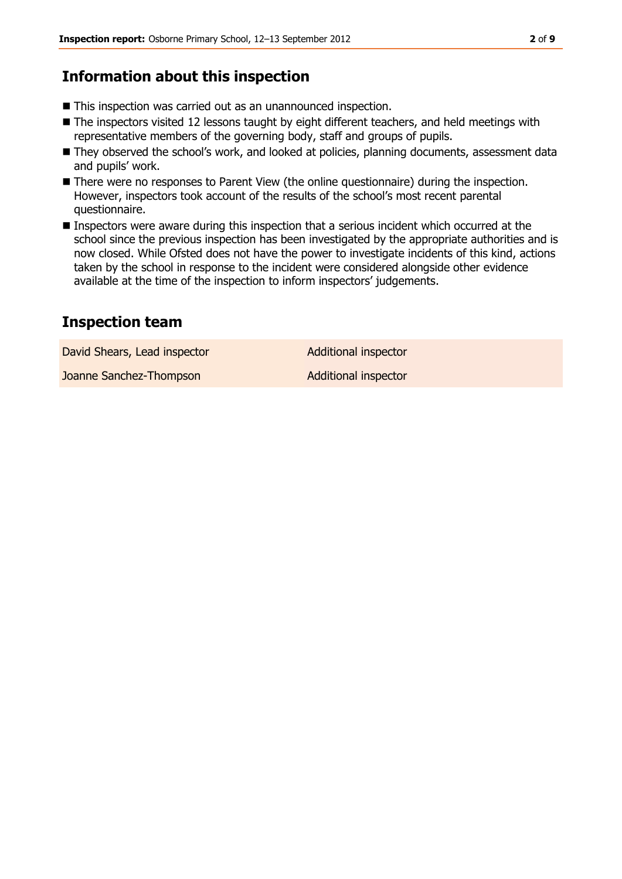## Information about this inspection

- This inspection was carried out as an unannounced inspection.
- The inspectors visited 12 lessons taught by eight different teachers, and held meetings with representative members of the governing body, staff and groups of pupils.
- They observed the school's work, and looked at policies, planning documents, assessment data and pupils' work.
- There were no responses to Parent View (the online questionnaire) during the inspection. However, inspectors took account of the results of the school's most recent parental questionnaire.
- Inspectors were aware during this inspection that a serious incident which occurred at the school since the previous inspection has been investigated by the appropriate authorities and is now closed. While Ofsted does not have the power to investigate incidents of this kind, actions taken by the school in response to the incident were considered alongside other evidence available at the time of the inspection to inform inspectors' judgements.

## Inspection team

| | |
|---|---|
| David Shears, Lead inspector | Additional inspector |
| Joanne Sanchez-Thompson | Additional inspector |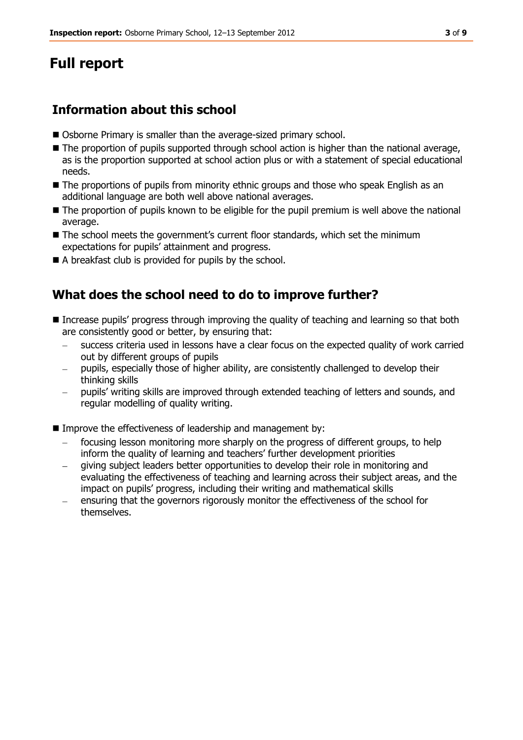# Full report

## Information about this school

- Osborne Primary is smaller than the average-sized primary school.
- The proportion of pupils supported through school action is higher than the national average, as is the proportion supported at school action plus or with a statement of special educational needs.
- The proportions of pupils from minority ethnic groups and those who speak English as an additional language are both well above national averages.
- The proportion of pupils known to be eligible for the pupil premium is well above the national average.
- The school meets the government's current floor standards, which set the minimum expectations for pupils' attainment and progress.
- A breakfast club is provided for pupils by the school.

## What does the school need to do to improve further?

- Increase pupils' progress through improving the quality of teaching and learning so that both are consistently good or better, by ensuring that:
  - success criteria used in lessons have a clear focus on the expected quality of work carried out by different groups of pupils
  - pupils, especially those of higher ability, are consistently challenged to develop their thinking skills
  - pupils' writing skills are improved through extended teaching of letters and sounds, and regular modelling of quality writing.

- Improve the effectiveness of leadership and management by:
  - focusing lesson monitoring more sharply on the progress of different groups, to help inform the quality of learning and teachers' further development priorities
  - giving subject leaders better opportunities to develop their role in monitoring and evaluating the effectiveness of teaching and learning across their subject areas, and the impact on pupils' progress, including their writing and mathematical skills
  - ensuring that the governors rigorously monitor the effectiveness of the school for themselves.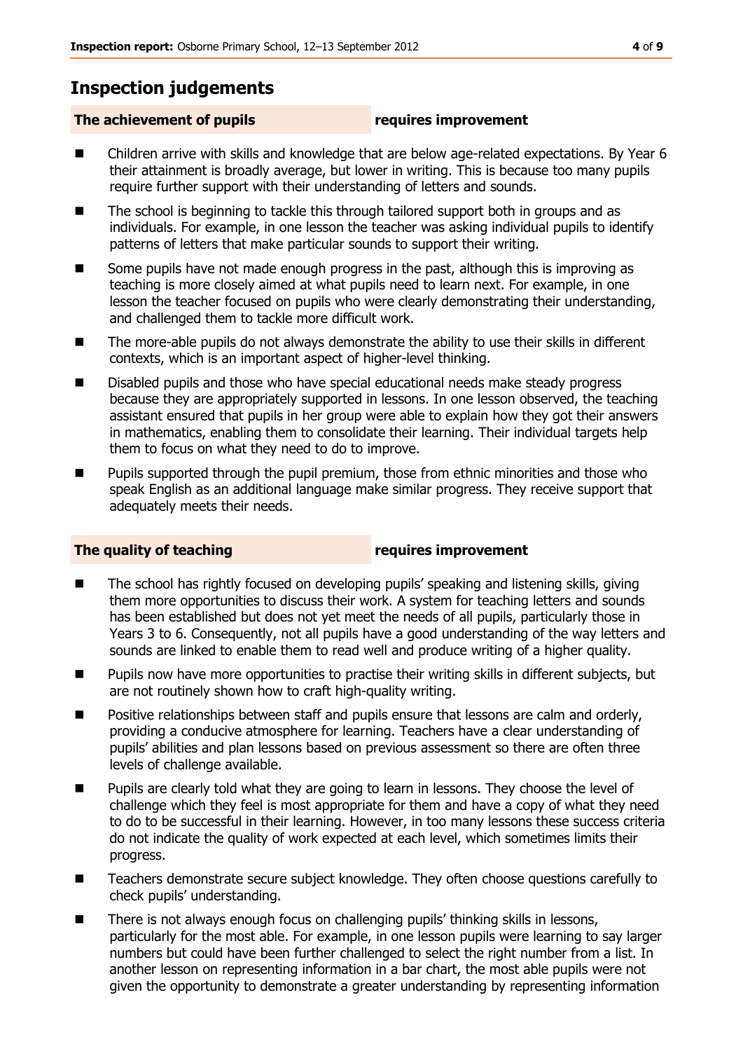## Inspection judgements

**The achievement of pupils** **requires improvement**

- Children arrive with skills and knowledge that are below age-related expectations. By Year 6 their attainment is broadly average, but lower in writing. This is because too many pupils require further support with their understanding of letters and sounds.
- The school is beginning to tackle this through tailored support both in groups and as individuals. For example, in one lesson the teacher was asking individual pupils to identify patterns of letters that make particular sounds to support their writing.
- Some pupils have not made enough progress in the past, although this is improving as teaching is more closely aimed at what pupils need to learn next. For example, in one lesson the teacher focused on pupils who were clearly demonstrating their understanding, and challenged them to tackle more difficult work.
- The more-able pupils do not always demonstrate the ability to use their skills in different contexts, which is an important aspect of higher-level thinking.
- Disabled pupils and those who have special educational needs make steady progress because they are appropriately supported in lessons. In one lesson observed, the teaching assistant ensured that pupils in her group were able to explain how they got their answers in mathematics, enabling them to consolidate their learning. Their individual targets help them to focus on what they need to do to improve.
- Pupils supported through the pupil premium, those from ethnic minorities and those who speak English as an additional language make similar progress. They receive support that adequately meets their needs.

**The quality of teaching** **requires improvement**

- The school has rightly focused on developing pupils' speaking and listening skills, giving them more opportunities to discuss their work. A system for teaching letters and sounds has been established but does not yet meet the needs of all pupils, particularly those in Years 3 to 6. Consequently, not all pupils have a good understanding of the way letters and sounds are linked to enable them to read well and produce writing of a higher quality.
- Pupils now have more opportunities to practise their writing skills in different subjects, but are not routinely shown how to craft high-quality writing.
- Positive relationships between staff and pupils ensure that lessons are calm and orderly, providing a conducive atmosphere for learning. Teachers have a clear understanding of pupils' abilities and plan lessons based on previous assessment so there are often three levels of challenge available.
- Pupils are clearly told what they are going to learn in lessons. They choose the level of challenge which they feel is most appropriate for them and have a copy of what they need to do to be successful in their learning. However, in too many lessons these success criteria do not indicate the quality of work expected at each level, which sometimes limits their progress.
- Teachers demonstrate secure subject knowledge. They often choose questions carefully to check pupils' understanding.
- There is not always enough focus on challenging pupils' thinking skills in lessons, particularly for the most able. For example, in one lesson pupils were learning to say larger numbers but could have been further challenged to select the right number from a list. In another lesson on representing information in a bar chart, the most able pupils were not given the opportunity to demonstrate a greater understanding by representing information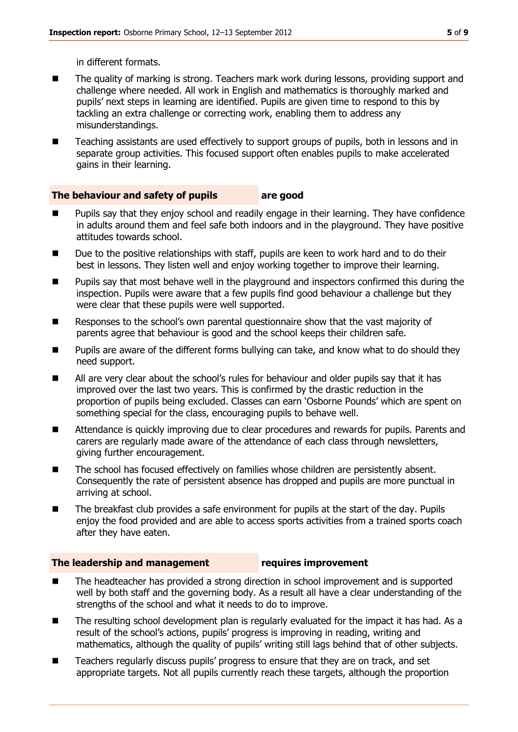in different formats.

- The quality of marking is strong. Teachers mark work during lessons, providing support and challenge where needed. All work in English and mathematics is thoroughly marked and pupils' next steps in learning are identified. Pupils are given time to respond to this by tackling an extra challenge or correcting work, enabling them to address any misunderstandings.
- Teaching assistants are used effectively to support groups of pupils, both in lessons and in separate group activities. This focused support often enables pupils to make accelerated gains in their learning.

**The behaviour and safety of pupils** **are good**

- Pupils say that they enjoy school and readily engage in their learning. They have confidence in adults around them and feel safe both indoors and in the playground. They have positive attitudes towards school.
- Due to the positive relationships with staff, pupils are keen to work hard and to do their best in lessons. They listen well and enjoy working together to improve their learning.
- Pupils say that most behave well in the playground and inspectors confirmed this during the inspection. Pupils were aware that a few pupils find good behaviour a challenge but they were clear that these pupils were well supported.
- Responses to the school's own parental questionnaire show that the vast majority of parents agree that behaviour is good and the school keeps their children safe.
- Pupils are aware of the different forms bullying can take, and know what to do should they need support.
- All are very clear about the school's rules for behaviour and older pupils say that it has improved over the last two years. This is confirmed by the drastic reduction in the proportion of pupils being excluded. Classes can earn 'Osborne Pounds' which are spent on something special for the class, encouraging pupils to behave well.
- Attendance is quickly improving due to clear procedures and rewards for pupils. Parents and carers are regularly made aware of the attendance of each class through newsletters, giving further encouragement.
- The school has focused effectively on families whose children are persistently absent. Consequently the rate of persistent absence has dropped and pupils are more punctual in arriving at school.
- The breakfast club provides a safe environment for pupils at the start of the day. Pupils enjoy the food provided and are able to access sports activities from a trained sports coach after they have eaten.

**The leadership and management** **requires improvement**

- The headteacher has provided a strong direction in school improvement and is supported well by both staff and the governing body. As a result all have a clear understanding of the strengths of the school and what it needs to do to improve.
- The resulting school development plan is regularly evaluated for the impact it has had. As a result of the school's actions, pupils' progress is improving in reading, writing and mathematics, although the quality of pupils' writing still lags behind that of other subjects.
- Teachers regularly discuss pupils' progress to ensure that they are on track, and set appropriate targets. Not all pupils currently reach these targets, although the proportion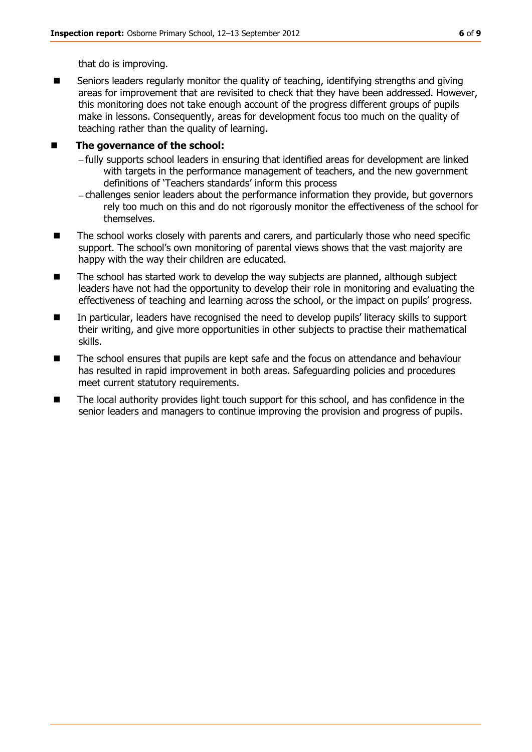that do is improving.

- Seniors leaders regularly monitor the quality of teaching, identifying strengths and giving areas for improvement that are revisited to check that they have been addressed. However, this monitoring does not take enough account of the progress different groups of pupils make in lessons. Consequently, areas for development focus too much on the quality of teaching rather than the quality of learning.
- **The governance of the school:**
  - fully supports school leaders in ensuring that identified areas for development are linked with targets in the performance management of teachers, and the new government definitions of 'Teachers standards' inform this process
  - challenges senior leaders about the performance information they provide, but governors rely too much on this and do not rigorously monitor the effectiveness of the school for themselves.
- The school works closely with parents and carers, and particularly those who need specific support. The school's own monitoring of parental views shows that the vast majority are happy with the way their children are educated.
- The school has started work to develop the way subjects are planned, although subject leaders have not had the opportunity to develop their role in monitoring and evaluating the effectiveness of teaching and learning across the school, or the impact on pupils' progress.
- In particular, leaders have recognised the need to develop pupils' literacy skills to support their writing, and give more opportunities in other subjects to practise their mathematical skills.
- The school ensures that pupils are kept safe and the focus on attendance and behaviour has resulted in rapid improvement in both areas. Safeguarding policies and procedures meet current statutory requirements.
- The local authority provides light touch support for this school, and has confidence in the senior leaders and managers to continue improving the provision and progress of pupils.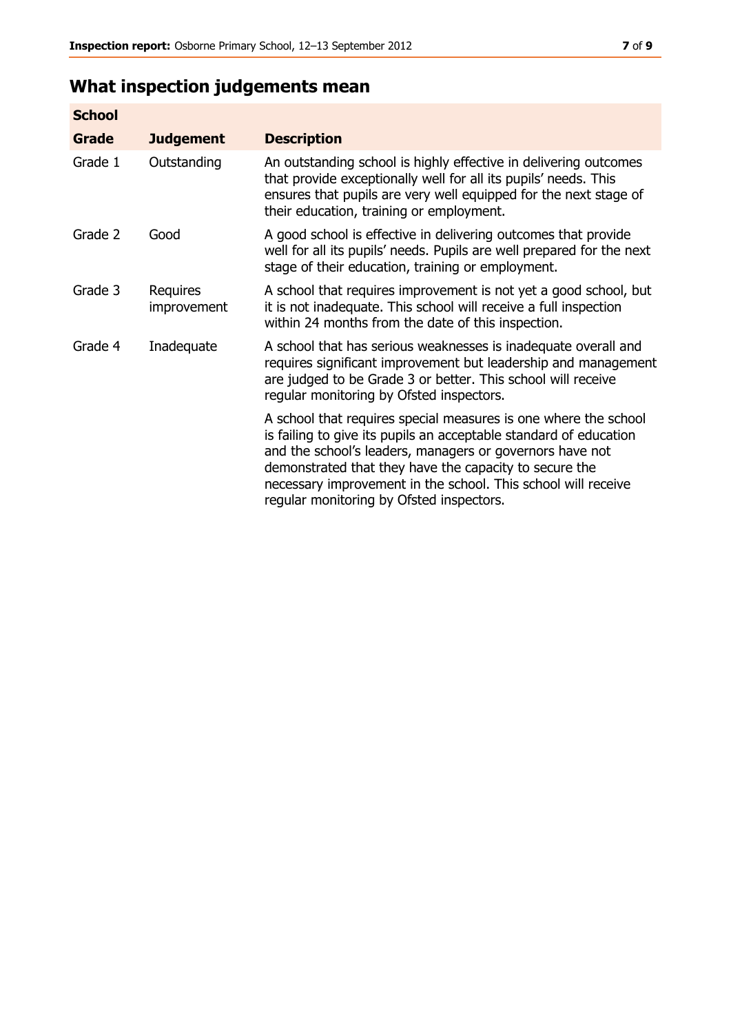## What inspection judgements mean

| School Grade | Judgement | Description |
|---|---|---|
| Grade 1 | Outstanding | An outstanding school is highly effective in delivering outcomes that provide exceptionally well for all its pupils' needs. This ensures that pupils are very well equipped for the next stage of their education, training or employment. |
| Grade 2 | Good | A good school is effective in delivering outcomes that provide well for all its pupils' needs. Pupils are well prepared for the next stage of their education, training or employment. |
| Grade 3 | Requires improvement | A school that requires improvement is not yet a good school, but it is not inadequate. This school will receive a full inspection within 24 months from the date of this inspection. |
| Grade 4 | Inadequate | A school that has serious weaknesses is inadequate overall and requires significant improvement but leadership and management are judged to be Grade 3 or better. This school will receive regular monitoring by Ofsted inspectors. |
| | | A school that requires special measures is one where the school is failing to give its pupils an acceptable standard of education and the school's leaders, managers or governors have not demonstrated that they have the capacity to secure the necessary improvement in the school. This school will receive regular monitoring by Ofsted inspectors. |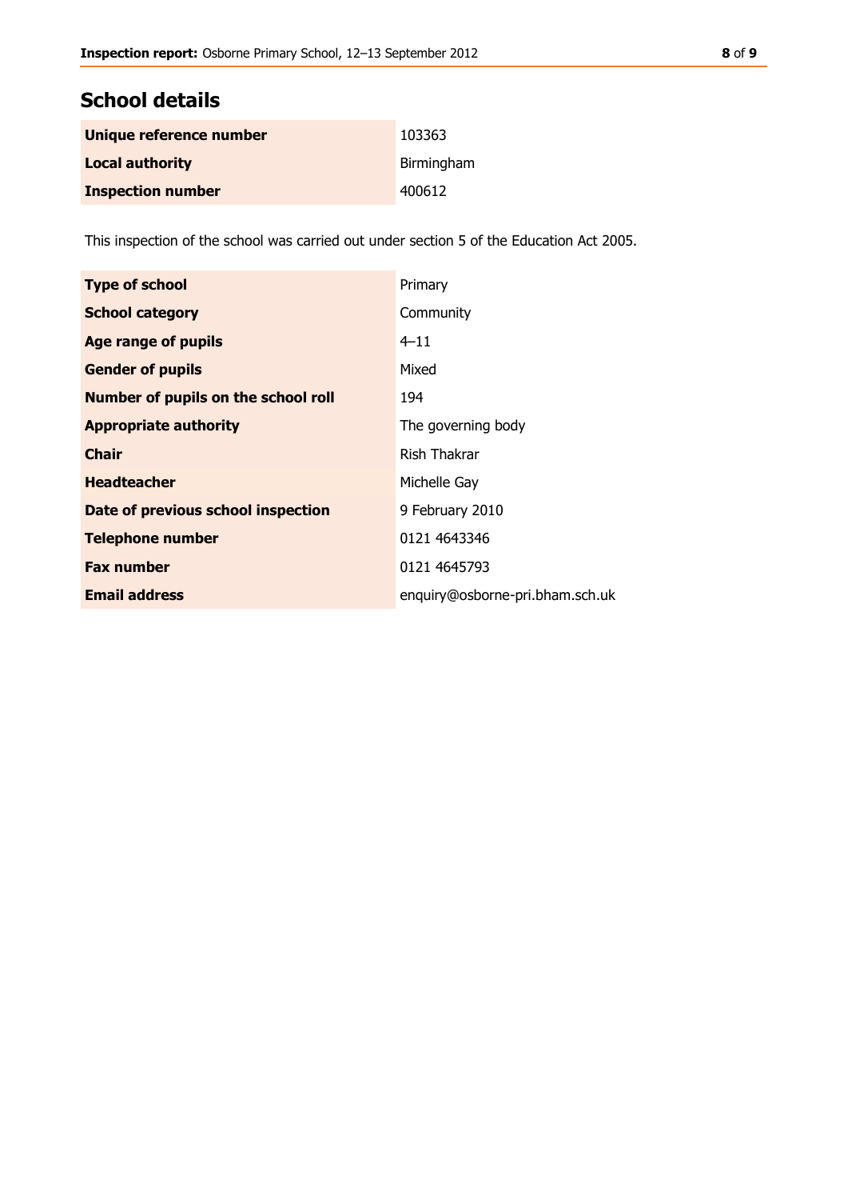## School details

| | |
|---|---|
| **Unique reference number** | 103363 |
| **Local authority** | Birmingham |
| **Inspection number** | 400612 |

This inspection of the school was carried out under section 5 of the Education Act 2005.

| | |
|---|---|
| **Type of school** | Primary |
| **School category** | Community |
| **Age range of pupils** | 4–11 |
| **Gender of pupils** | Mixed |
| **Number of pupils on the school roll** | 194 |
| **Appropriate authority** | The governing body |
| **Chair** | Rish Thakrar |
| **Headteacher** | Michelle Gay |
| **Date of previous school inspection** | 9 February 2010 |
| **Telephone number** | 0121 4643346 |
| **Fax number** | 0121 4645793 |
| **Email address** | enquiry@osborne-pri.bham.sch.uk |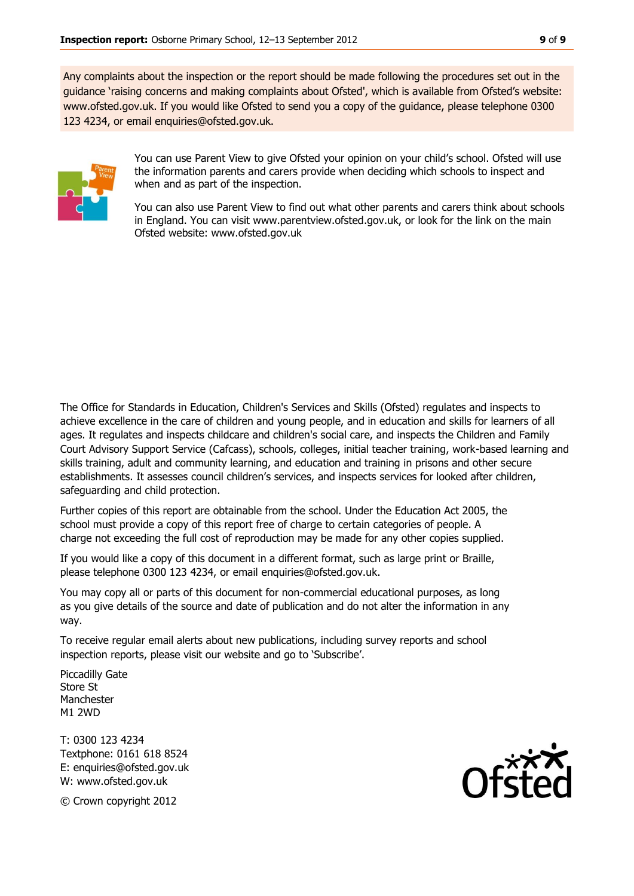Any complaints about the inspection or the report should be made following the procedures set out in the guidance 'raising concerns and making complaints about Ofsted', which is available from Ofsted's website: www.ofsted.gov.uk. If you would like Ofsted to send you a copy of the guidance, please telephone 0300 123 4234, or email enquiries@ofsted.gov.uk.

You can use Parent View to give Ofsted your opinion on your child's school. Ofsted will use the information parents and carers provide when deciding which schools to inspect and when and as part of the inspection.

You can also use Parent View to find out what other parents and carers think about schools in England. You can visit www.parentview.ofsted.gov.uk, or look for the link on the main Ofsted website: www.ofsted.gov.uk

The Office for Standards in Education, Children's Services and Skills (Ofsted) regulates and inspects to achieve excellence in the care of children and young people, and in education and skills for learners of all ages. It regulates and inspects childcare and children's social care, and inspects the Children and Family Court Advisory Support Service (Cafcass), schools, colleges, initial teacher training, work-based learning and skills training, adult and community learning, and education and training in prisons and other secure establishments. It assesses council children's services, and inspects services for looked after children, safeguarding and child protection.

Further copies of this report are obtainable from the school. Under the Education Act 2005, the school must provide a copy of this report free of charge to certain categories of people. A charge not exceeding the full cost of reproduction may be made for any other copies supplied.

If you would like a copy of this document in a different format, such as large print or Braille, please telephone 0300 123 4234, or email enquiries@ofsted.gov.uk.

You may copy all or parts of this document for non-commercial educational purposes, as long as you give details of the source and date of publication and do not alter the information in any way.

To receive regular email alerts about new publications, including survey reports and school inspection reports, please visit our website and go to 'Subscribe'.

Piccadilly Gate
Store St
Manchester
M1 2WD

T: 0300 123 4234
Textphone: 0161 618 8524
E: enquiries@ofsted.gov.uk
W: www.ofsted.gov.uk

© Crown copyright 2012